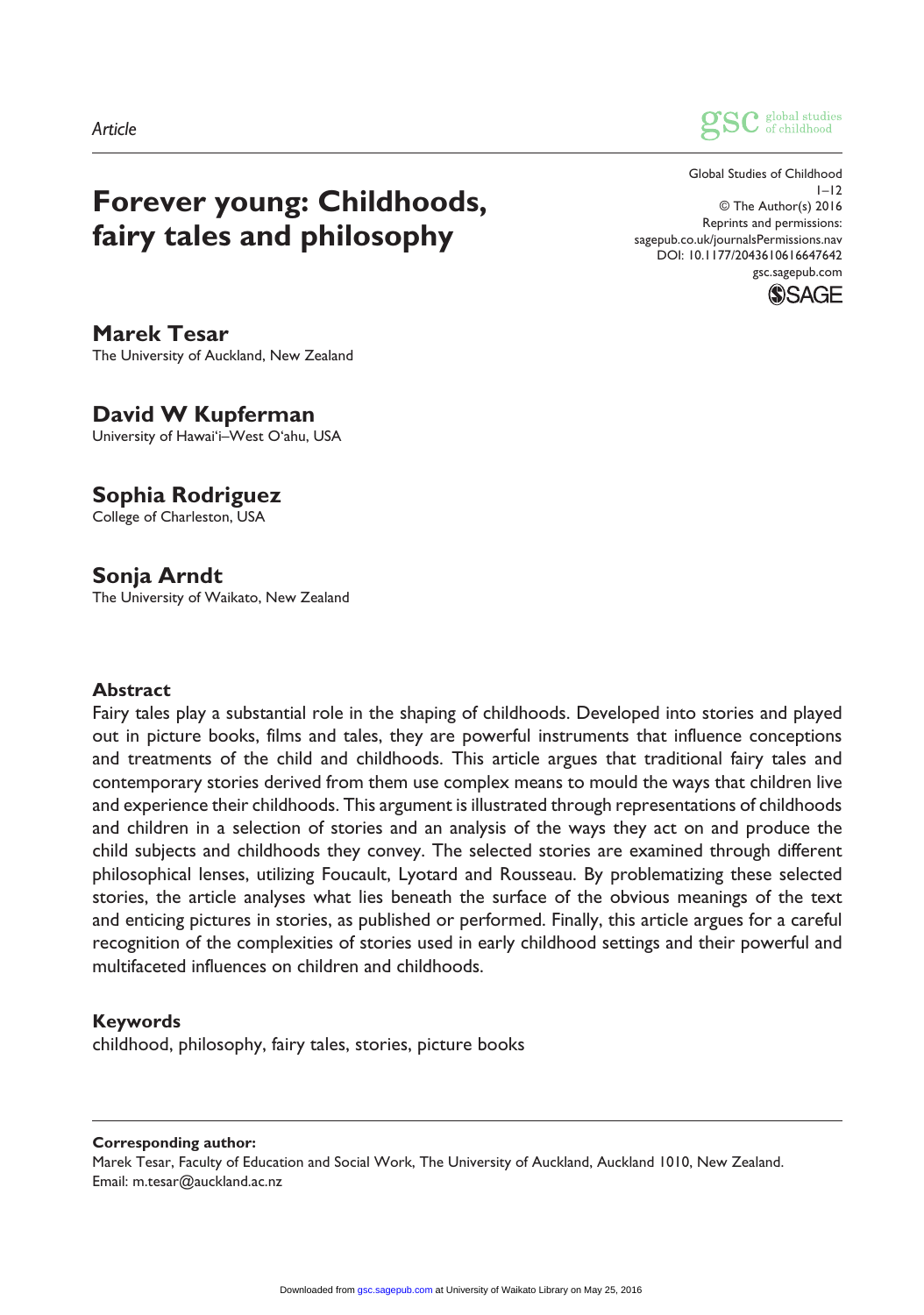Article

# Forever young: Childhoods, fairy tales and philosophy

Global Studies of Childhood
1–12
© The Author(s) 2016
Reprints and permissions:
sagepub.co.uk/journalsPermissions.nav
DOI: 10.1177/2043610616647642
gsc.sagepub.com

**Marek Tesar**
The University of Auckland, New Zealand

**David W Kupferman**
University of Hawaiʻi–West Oʻahu, USA

**Sophia Rodriguez**
College of Charleston, USA

**Sonja Arndt**
The University of Waikato, New Zealand

## Abstract

Fairy tales play a substantial role in the shaping of childhoods. Developed into stories and played out in picture books, films and tales, they are powerful instruments that influence conceptions and treatments of the child and childhoods. This article argues that traditional fairy tales and contemporary stories derived from them use complex means to mould the ways that children live and experience their childhoods. This argument is illustrated through representations of childhoods and children in a selection of stories and an analysis of the ways they act on and produce the child subjects and childhoods they convey. The selected stories are examined through different philosophical lenses, utilizing Foucault, Lyotard and Rousseau. By problematizing these selected stories, the article analyses what lies beneath the surface of the obvious meanings of the text and enticing pictures in stories, as published or performed. Finally, this article argues for a careful recognition of the complexities of stories used in early childhood settings and their powerful and multifaceted influences on children and childhoods.

## Keywords

childhood, philosophy, fairy tales, stories, picture books

---

**Corresponding author:**
Marek Tesar, Faculty of Education and Social Work, The University of Auckland, Auckland 1010, New Zealand.
Email: m.tesar@auckland.ac.nz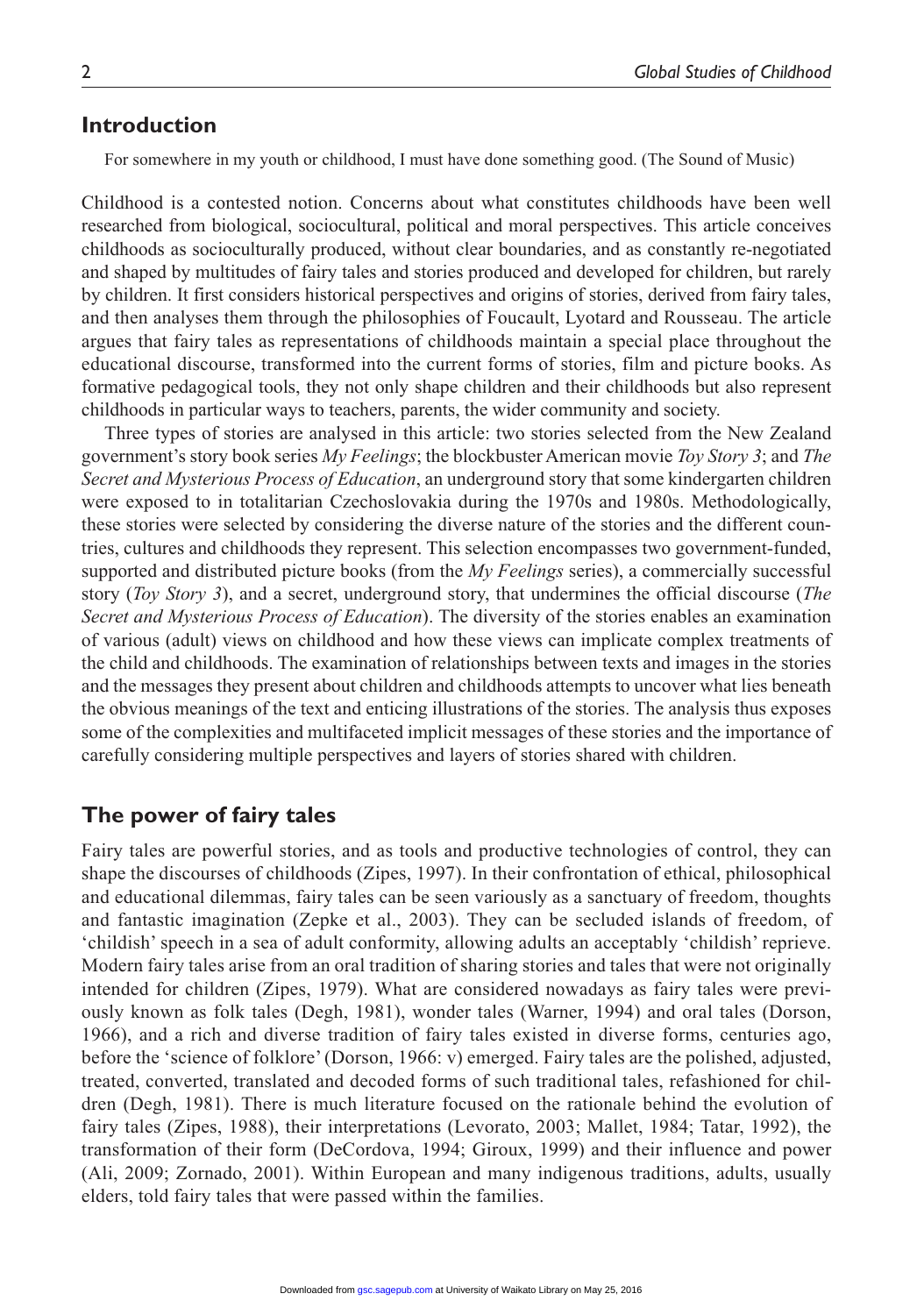## Introduction

> For somewhere in my youth or childhood, I must have done something good. (The Sound of Music)

Childhood is a contested notion. Concerns about what constitutes childhoods have been well researched from biological, sociocultural, political and moral perspectives. This article conceives childhoods as socioculturally produced, without clear boundaries, and as constantly re-negotiated and shaped by multitudes of fairy tales and stories produced and developed for children, but rarely by children. It first considers historical perspectives and origins of stories, derived from fairy tales, and then analyses them through the philosophies of Foucault, Lyotard and Rousseau. The article argues that fairy tales as representations of childhoods maintain a special place throughout the educational discourse, transformed into the current forms of stories, film and picture books. As formative pedagogical tools, they not only shape children and their childhoods but also represent childhoods in particular ways to teachers, parents, the wider community and society.

Three types of stories are analysed in this article: two stories selected from the New Zealand government's story book series *My Feelings*; the blockbuster American movie *Toy Story 3*; and *The Secret and Mysterious Process of Education*, an underground story that some kindergarten children were exposed to in totalitarian Czechoslovakia during the 1970s and 1980s. Methodologically, these stories were selected by considering the diverse nature of the stories and the different countries, cultures and childhoods they represent. This selection encompasses two government-funded, supported and distributed picture books (from the *My Feelings* series), a commercially successful story (*Toy Story 3*), and a secret, underground story, that undermines the official discourse (*The Secret and Mysterious Process of Education*). The diversity of the stories enables an examination of various (adult) views on childhood and how these views can implicate complex treatments of the child and childhoods. The examination of relationships between texts and images in the stories and the messages they present about children and childhoods attempts to uncover what lies beneath the obvious meanings of the text and enticing illustrations of the stories. The analysis thus exposes some of the complexities and multifaceted implicit messages of these stories and the importance of carefully considering multiple perspectives and layers of stories shared with children.

## The power of fairy tales

Fairy tales are powerful stories, and as tools and productive technologies of control, they can shape the discourses of childhoods (Zipes, 1997). In their confrontation of ethical, philosophical and educational dilemmas, fairy tales can be seen variously as a sanctuary of freedom, thoughts and fantastic imagination (Zepke et al., 2003). They can be secluded islands of freedom, of 'childish' speech in a sea of adult conformity, allowing adults an acceptably 'childish' reprieve. Modern fairy tales arise from an oral tradition of sharing stories and tales that were not originally intended for children (Zipes, 1979). What are considered nowadays as fairy tales were previously known as folk tales (Degh, 1981), wonder tales (Warner, 1994) and oral tales (Dorson, 1966), and a rich and diverse tradition of fairy tales existed in diverse forms, centuries ago, before the 'science of folklore' (Dorson, 1966: v) emerged. Fairy tales are the polished, adjusted, treated, converted, translated and decoded forms of such traditional tales, refashioned for children (Degh, 1981). There is much literature focused on the rationale behind the evolution of fairy tales (Zipes, 1988), their interpretations (Levorato, 2003; Mallet, 1984; Tatar, 1992), the transformation of their form (DeCordova, 1994; Giroux, 1999) and their influence and power (Ali, 2009; Zornado, 2001). Within European and many indigenous traditions, adults, usually elders, told fairy tales that were passed within the families.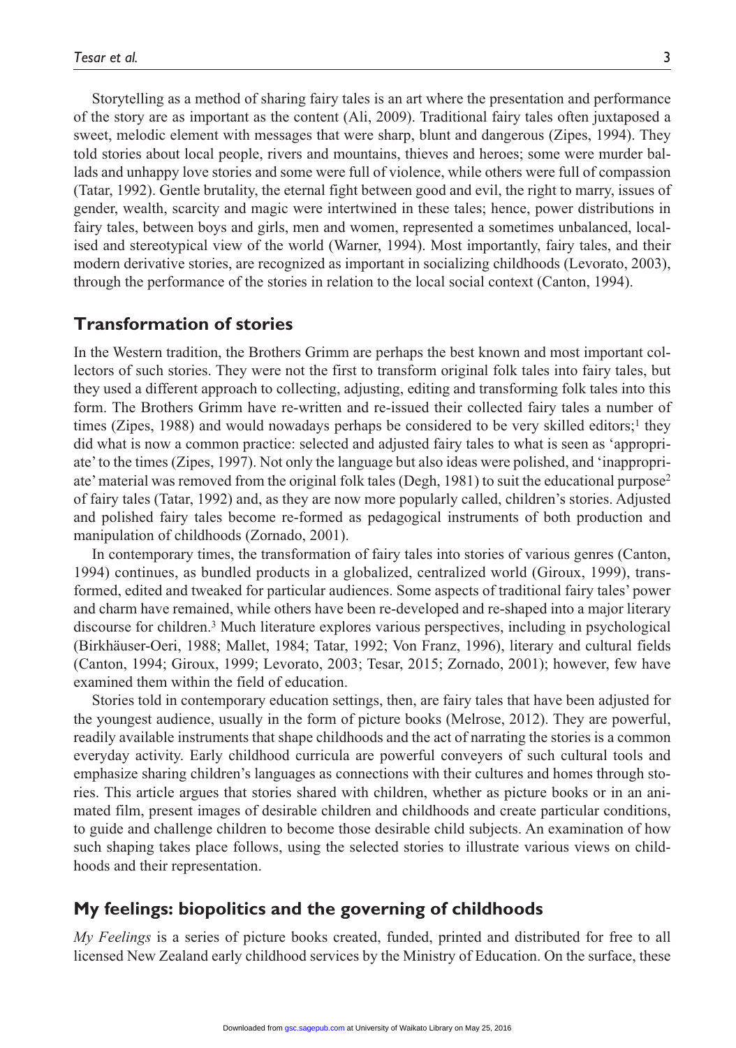Storytelling as a method of sharing fairy tales is an art where the presentation and performance of the story are as important as the content (Ali, 2009). Traditional fairy tales often juxtaposed a sweet, melodic element with messages that were sharp, blunt and dangerous (Zipes, 1994). They told stories about local people, rivers and mountains, thieves and heroes; some were murder ballads and unhappy love stories and some were full of violence, while others were full of compassion (Tatar, 1992). Gentle brutality, the eternal fight between good and evil, the right to marry, issues of gender, wealth, scarcity and magic were intertwined in these tales; hence, power distributions in fairy tales, between boys and girls, men and women, represented a sometimes unbalanced, localised and stereotypical view of the world (Warner, 1994). Most importantly, fairy tales, and their modern derivative stories, are recognized as important in socializing childhoods (Levorato, 2003), through the performance of the stories in relation to the local social context (Canton, 1994).

## Transformation of stories

In the Western tradition, the Brothers Grimm are perhaps the best known and most important collectors of such stories. They were not the first to transform original folk tales into fairy tales, but they used a different approach to collecting, adjusting, editing and transforming folk tales into this form. The Brothers Grimm have re-written and re-issued their collected fairy tales a number of times (Zipes, 1988) and would nowadays perhaps be considered to be very skilled editors;[1] they did what is now a common practice: selected and adjusted fairy tales to what is seen as 'appropriate' to the times (Zipes, 1997). Not only the language but also ideas were polished, and 'inappropriate' material was removed from the original folk tales (Degh, 1981) to suit the educational purpose[2] of fairy tales (Tatar, 1992) and, as they are now more popularly called, children's stories. Adjusted and polished fairy tales become re-formed as pedagogical instruments of both production and manipulation of childhoods (Zornado, 2001).

In contemporary times, the transformation of fairy tales into stories of various genres (Canton, 1994) continues, as bundled products in a globalized, centralized world (Giroux, 1999), transformed, edited and tweaked for particular audiences. Some aspects of traditional fairy tales' power and charm have remained, while others have been re-developed and re-shaped into a major literary discourse for children.[3] Much literature explores various perspectives, including in psychological (Birkhäuser-Oeri, 1988; Mallet, 1984; Tatar, 1992; Von Franz, 1996), literary and cultural fields (Canton, 1994; Giroux, 1999; Levorato, 2003; Tesar, 2015; Zornado, 2001); however, few have examined them within the field of education.

Stories told in contemporary education settings, then, are fairy tales that have been adjusted for the youngest audience, usually in the form of picture books (Melrose, 2012). They are powerful, readily available instruments that shape childhoods and the act of narrating the stories is a common everyday activity. Early childhood curricula are powerful conveyers of such cultural tools and emphasize sharing children's languages as connections with their cultures and homes through stories. This article argues that stories shared with children, whether as picture books or in an animated film, present images of desirable children and childhoods and create particular conditions, to guide and challenge children to become those desirable child subjects. An examination of how such shaping takes place follows, using the selected stories to illustrate various views on childhoods and their representation.

## My feelings: biopolitics and the governing of childhoods

*My Feelings* is a series of picture books created, funded, printed and distributed for free to all licensed New Zealand early childhood services by the Ministry of Education. On the surface, these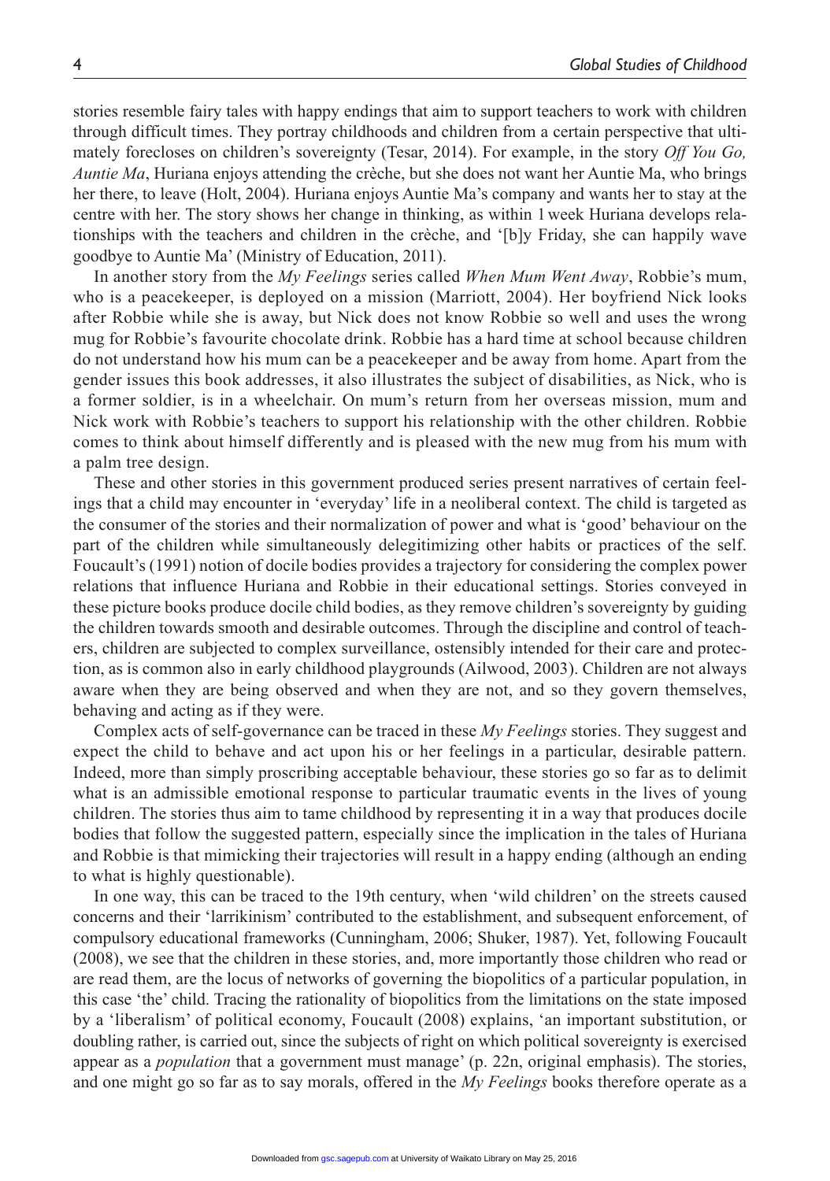stories resemble fairy tales with happy endings that aim to support teachers to work with children through difficult times. They portray childhoods and children from a certain perspective that ultimately forecloses on children's sovereignty (Tesar, 2014). For example, in the story *Off You Go, Auntie Ma*, Huriana enjoys attending the crèche, but she does not want her Auntie Ma, who brings her there, to leave (Holt, 2004). Huriana enjoys Auntie Ma's company and wants her to stay at the centre with her. The story shows her change in thinking, as within 1 week Huriana develops relationships with the teachers and children in the crèche, and '[b]y Friday, she can happily wave goodbye to Auntie Ma' (Ministry of Education, 2011).

In another story from the *My Feelings* series called *When Mum Went Away*, Robbie's mum, who is a peacekeeper, is deployed on a mission (Marriott, 2004). Her boyfriend Nick looks after Robbie while she is away, but Nick does not know Robbie so well and uses the wrong mug for Robbie's favourite chocolate drink. Robbie has a hard time at school because children do not understand how his mum can be a peacekeeper and be away from home. Apart from the gender issues this book addresses, it also illustrates the subject of disabilities, as Nick, who is a former soldier, is in a wheelchair. On mum's return from her overseas mission, mum and Nick work with Robbie's teachers to support his relationship with the other children. Robbie comes to think about himself differently and is pleased with the new mug from his mum with a palm tree design.

These and other stories in this government produced series present narratives of certain feelings that a child may encounter in 'everyday' life in a neoliberal context. The child is targeted as the consumer of the stories and their normalization of power and what is 'good' behaviour on the part of the children while simultaneously delegitimizing other habits or practices of the self. Foucault's (1991) notion of docile bodies provides a trajectory for considering the complex power relations that influence Huriana and Robbie in their educational settings. Stories conveyed in these picture books produce docile child bodies, as they remove children's sovereignty by guiding the children towards smooth and desirable outcomes. Through the discipline and control of teachers, children are subjected to complex surveillance, ostensibly intended for their care and protection, as is common also in early childhood playgrounds (Ailwood, 2003). Children are not always aware when they are being observed and when they are not, and so they govern themselves, behaving and acting as if they were.

Complex acts of self-governance can be traced in these *My Feelings* stories. They suggest and expect the child to behave and act upon his or her feelings in a particular, desirable pattern. Indeed, more than simply proscribing acceptable behaviour, these stories go so far as to delimit what is an admissible emotional response to particular traumatic events in the lives of young children. The stories thus aim to tame childhood by representing it in a way that produces docile bodies that follow the suggested pattern, especially since the implication in the tales of Huriana and Robbie is that mimicking their trajectories will result in a happy ending (although an ending to what is highly questionable).

In one way, this can be traced to the 19th century, when 'wild children' on the streets caused concerns and their 'larrikinism' contributed to the establishment, and subsequent enforcement, of compulsory educational frameworks (Cunningham, 2006; Shuker, 1987). Yet, following Foucault (2008), we see that the children in these stories, and, more importantly those children who read or are read them, are the locus of networks of governing the biopolitics of a particular population, in this case 'the' child. Tracing the rationality of biopolitics from the limitations on the state imposed by a 'liberalism' of political economy, Foucault (2008) explains, 'an important substitution, or doubling rather, is carried out, since the subjects of right on which political sovereignty is exercised appear as a *population* that a government must manage' (p. 22n, original emphasis). The stories, and one might go so far as to say morals, offered in the *My Feelings* books therefore operate as a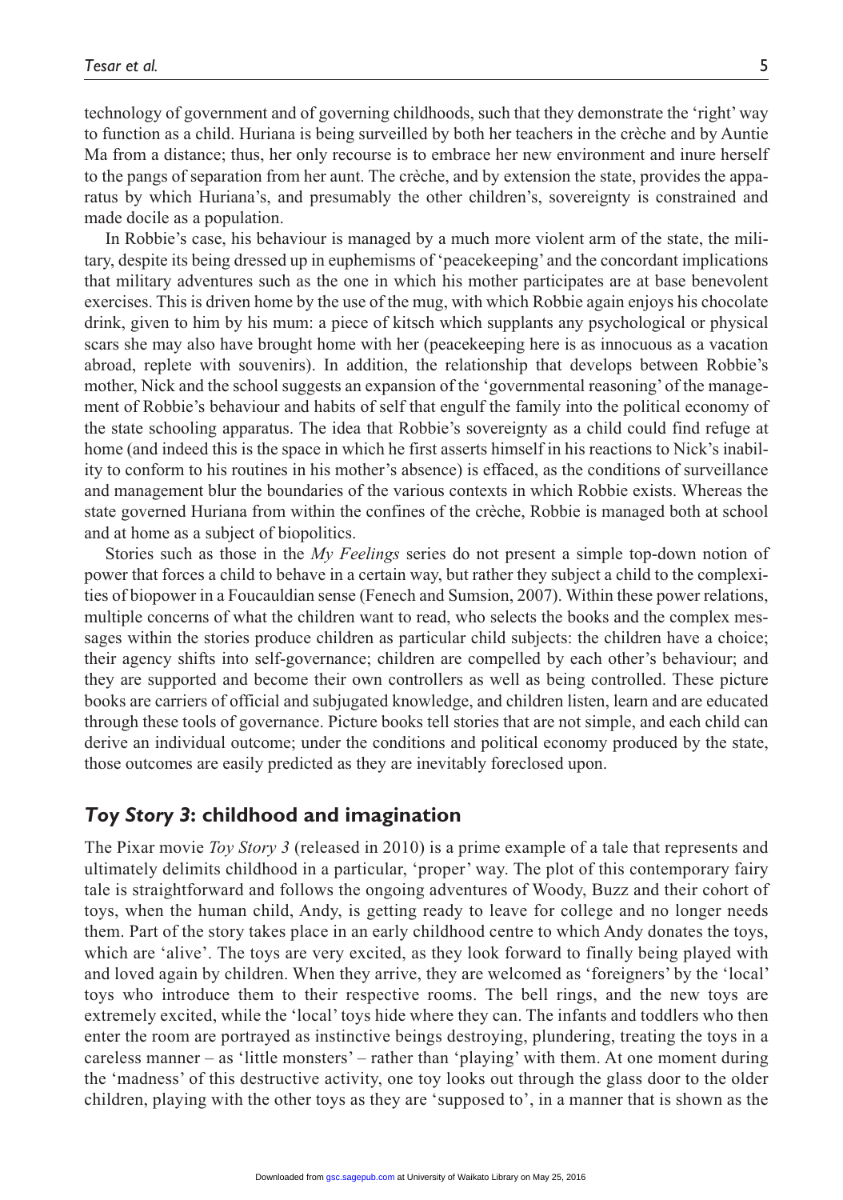technology of government and of governing childhoods, such that they demonstrate the 'right' way to function as a child. Huriana is being surveilled by both her teachers in the crèche and by Auntie Ma from a distance; thus, her only recourse is to embrace her new environment and inure herself to the pangs of separation from her aunt. The crèche, and by extension the state, provides the apparatus by which Huriana's, and presumably the other children's, sovereignty is constrained and made docile as a population.

In Robbie's case, his behaviour is managed by a much more violent arm of the state, the military, despite its being dressed up in euphemisms of 'peacekeeping' and the concordant implications that military adventures such as the one in which his mother participates are at base benevolent exercises. This is driven home by the use of the mug, with which Robbie again enjoys his chocolate drink, given to him by his mum: a piece of kitsch which supplants any psychological or physical scars she may also have brought home with her (peacekeeping here is as innocuous as a vacation abroad, replete with souvenirs). In addition, the relationship that develops between Robbie's mother, Nick and the school suggests an expansion of the 'governmental reasoning' of the management of Robbie's behaviour and habits of self that engulf the family into the political economy of the state schooling apparatus. The idea that Robbie's sovereignty as a child could find refuge at home (and indeed this is the space in which he first asserts himself in his reactions to Nick's inability to conform to his routines in his mother's absence) is effaced, as the conditions of surveillance and management blur the boundaries of the various contexts in which Robbie exists. Whereas the state governed Huriana from within the confines of the crèche, Robbie is managed both at school and at home as a subject of biopolitics.

Stories such as those in the *My Feelings* series do not present a simple top-down notion of power that forces a child to behave in a certain way, but rather they subject a child to the complexities of biopower in a Foucauldian sense (Fenech and Sumsion, 2007). Within these power relations, multiple concerns of what the children want to read, who selects the books and the complex messages within the stories produce children as particular child subjects: the children have a choice; their agency shifts into self-governance; children are compelled by each other's behaviour; and they are supported and become their own controllers as well as being controlled. These picture books are carriers of official and subjugated knowledge, and children listen, learn and are educated through these tools of governance. Picture books tell stories that are not simple, and each child can derive an individual outcome; under the conditions and political economy produced by the state, those outcomes are easily predicted as they are inevitably foreclosed upon.

## *Toy Story 3*: childhood and imagination

The Pixar movie *Toy Story 3* (released in 2010) is a prime example of a tale that represents and ultimately delimits childhood in a particular, 'proper' way. The plot of this contemporary fairy tale is straightforward and follows the ongoing adventures of Woody, Buzz and their cohort of toys, when the human child, Andy, is getting ready to leave for college and no longer needs them. Part of the story takes place in an early childhood centre to which Andy donates the toys, which are 'alive'. The toys are very excited, as they look forward to finally being played with and loved again by children. When they arrive, they are welcomed as 'foreigners' by the 'local' toys who introduce them to their respective rooms. The bell rings, and the new toys are extremely excited, while the 'local' toys hide where they can. The infants and toddlers who then enter the room are portrayed as instinctive beings destroying, plundering, treating the toys in a careless manner – as 'little monsters' – rather than 'playing' with them. At one moment during the 'madness' of this destructive activity, one toy looks out through the glass door to the older children, playing with the other toys as they are 'supposed to', in a manner that is shown as the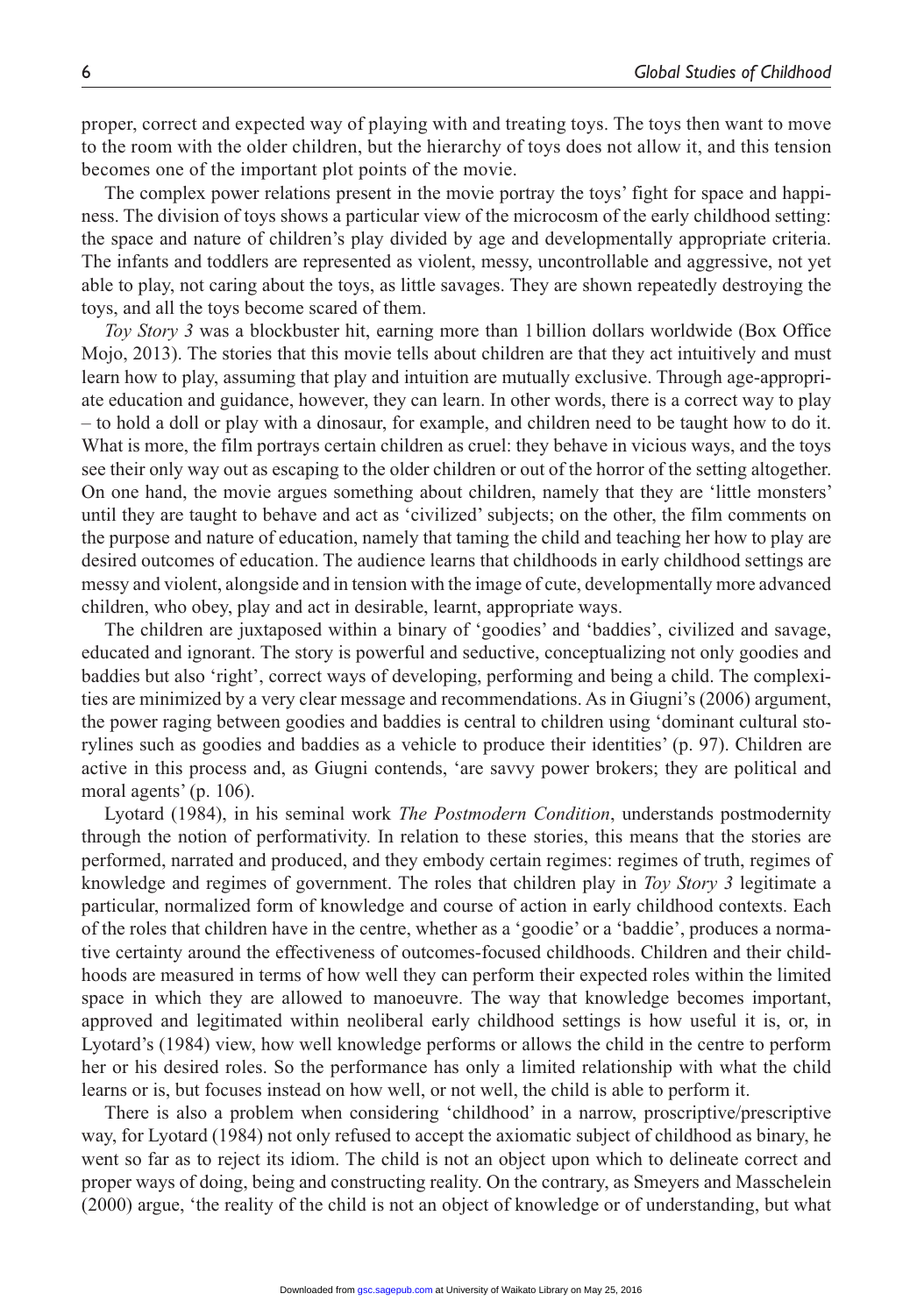proper, correct and expected way of playing with and treating toys. The toys then want to move to the room with the older children, but the hierarchy of toys does not allow it, and this tension becomes one of the important plot points of the movie.

The complex power relations present in the movie portray the toys' fight for space and happiness. The division of toys shows a particular view of the microcosm of the early childhood setting: the space and nature of children's play divided by age and developmentally appropriate criteria. The infants and toddlers are represented as violent, messy, uncontrollable and aggressive, not yet able to play, not caring about the toys, as little savages. They are shown repeatedly destroying the toys, and all the toys become scared of them.

*Toy Story 3* was a blockbuster hit, earning more than 1 billion dollars worldwide (Box Office Mojo, 2013). The stories that this movie tells about children are that they act intuitively and must learn how to play, assuming that play and intuition are mutually exclusive. Through age-appropriate education and guidance, however, they can learn. In other words, there is a correct way to play – to hold a doll or play with a dinosaur, for example, and children need to be taught how to do it. What is more, the film portrays certain children as cruel: they behave in vicious ways, and the toys see their only way out as escaping to the older children or out of the horror of the setting altogether. On one hand, the movie argues something about children, namely that they are 'little monsters' until they are taught to behave and act as 'civilized' subjects; on the other, the film comments on the purpose and nature of education, namely that taming the child and teaching her how to play are desired outcomes of education. The audience learns that childhoods in early childhood settings are messy and violent, alongside and in tension with the image of cute, developmentally more advanced children, who obey, play and act in desirable, learnt, appropriate ways.

The children are juxtaposed within a binary of 'goodies' and 'baddies', civilized and savage, educated and ignorant. The story is powerful and seductive, conceptualizing not only goodies and baddies but also 'right', correct ways of developing, performing and being a child. The complexities are minimized by a very clear message and recommendations. As in Giugni's (2006) argument, the power raging between goodies and baddies is central to children using 'dominant cultural storylines such as goodies and baddies as a vehicle to produce their identities' (p. 97). Children are active in this process and, as Giugni contends, 'are savvy power brokers; they are political and moral agents' (p. 106).

Lyotard (1984), in his seminal work *The Postmodern Condition*, understands postmodernity through the notion of performativity. In relation to these stories, this means that the stories are performed, narrated and produced, and they embody certain regimes: regimes of truth, regimes of knowledge and regimes of government. The roles that children play in *Toy Story 3* legitimate a particular, normalized form of knowledge and course of action in early childhood contexts. Each of the roles that children have in the centre, whether as a 'goodie' or a 'baddie', produces a normative certainty around the effectiveness of outcomes-focused childhoods. Children and their childhoods are measured in terms of how well they can perform their expected roles within the limited space in which they are allowed to manoeuvre. The way that knowledge becomes important, approved and legitimated within neoliberal early childhood settings is how useful it is, or, in Lyotard's (1984) view, how well knowledge performs or allows the child in the centre to perform her or his desired roles. So the performance has only a limited relationship with what the child learns or is, but focuses instead on how well, or not well, the child is able to perform it.

There is also a problem when considering 'childhood' in a narrow, proscriptive/prescriptive way, for Lyotard (1984) not only refused to accept the axiomatic subject of childhood as binary, he went so far as to reject its idiom. The child is not an object upon which to delineate correct and proper ways of doing, being and constructing reality. On the contrary, as Smeyers and Masschelein (2000) argue, 'the reality of the child is not an object of knowledge or of understanding, but what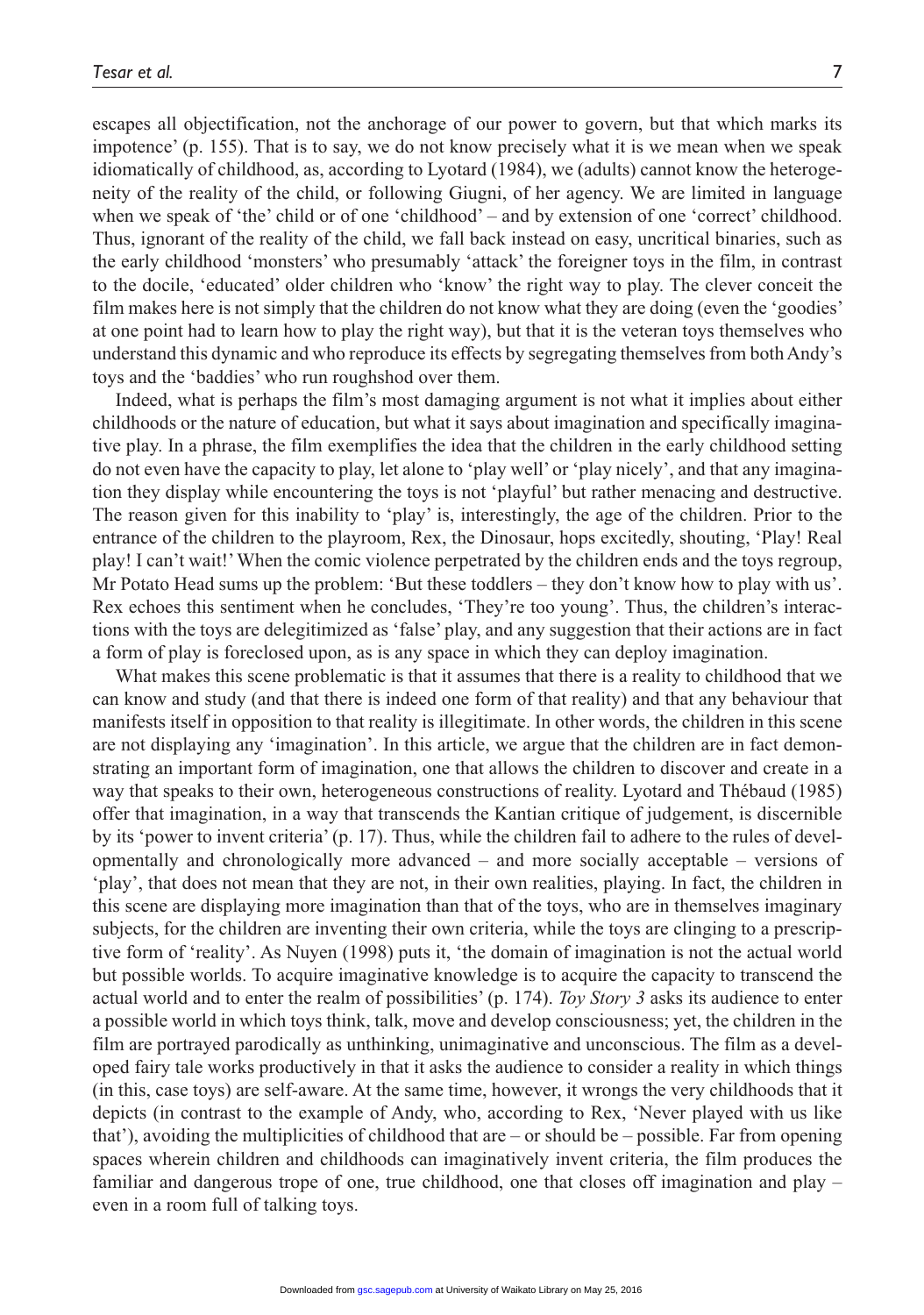escapes all objectification, not the anchorage of our power to govern, but that which marks its impotence' (p. 155). That is to say, we do not know precisely what it is we mean when we speak idiomatically of childhood, as, according to Lyotard (1984), we (adults) cannot know the heterogeneity of the reality of the child, or following Giugni, of her agency. We are limited in language when we speak of 'the' child or of one 'childhood' – and by extension of one 'correct' childhood. Thus, ignorant of the reality of the child, we fall back instead on easy, uncritical binaries, such as the early childhood 'monsters' who presumably 'attack' the foreigner toys in the film, in contrast to the docile, 'educated' older children who 'know' the right way to play. The clever conceit the film makes here is not simply that the children do not know what they are doing (even the 'goodies' at one point had to learn how to play the right way), but that it is the veteran toys themselves who understand this dynamic and who reproduce its effects by segregating themselves from both Andy's toys and the 'baddies' who run roughshod over them.

Indeed, what is perhaps the film's most damaging argument is not what it implies about either childhoods or the nature of education, but what it says about imagination and specifically imaginative play. In a phrase, the film exemplifies the idea that the children in the early childhood setting do not even have the capacity to play, let alone to 'play well' or 'play nicely', and that any imagination they display while encountering the toys is not 'playful' but rather menacing and destructive. The reason given for this inability to 'play' is, interestingly, the age of the children. Prior to the entrance of the children to the playroom, Rex, the Dinosaur, hops excitedly, shouting, 'Play! Real play! I can't wait!' When the comic violence perpetrated by the children ends and the toys regroup, Mr Potato Head sums up the problem: 'But these toddlers – they don't know how to play with us'. Rex echoes this sentiment when he concludes, 'They're too young'. Thus, the children's interactions with the toys are delegitimized as 'false' play, and any suggestion that their actions are in fact a form of play is foreclosed upon, as is any space in which they can deploy imagination.

What makes this scene problematic is that it assumes that there is a reality to childhood that we can know and study (and that there is indeed one form of that reality) and that any behaviour that manifests itself in opposition to that reality is illegitimate. In other words, the children in this scene are not displaying any 'imagination'. In this article, we argue that the children are in fact demonstrating an important form of imagination, one that allows the children to discover and create in a way that speaks to their own, heterogeneous constructions of reality. Lyotard and Thébaud (1985) offer that imagination, in a way that transcends the Kantian critique of judgement, is discernible by its 'power to invent criteria' (p. 17). Thus, while the children fail to adhere to the rules of developmentally and chronologically more advanced – and more socially acceptable – versions of 'play', that does not mean that they are not, in their own realities, playing. In fact, the children in this scene are displaying more imagination than that of the toys, who are in themselves imaginary subjects, for the children are inventing their own criteria, while the toys are clinging to a prescriptive form of 'reality'. As Nuyen (1998) puts it, 'the domain of imagination is not the actual world but possible worlds. To acquire imaginative knowledge is to acquire the capacity to transcend the actual world and to enter the realm of possibilities' (p. 174). *Toy Story 3* asks its audience to enter a possible world in which toys think, talk, move and develop consciousness; yet, the children in the film are portrayed parodically as unthinking, unimaginative and unconscious. The film as a developed fairy tale works productively in that it asks the audience to consider a reality in which things (in this, case toys) are self-aware. At the same time, however, it wrongs the very childhoods that it depicts (in contrast to the example of Andy, who, according to Rex, 'Never played with us like that'), avoiding the multiplicities of childhood that are – or should be – possible. Far from opening spaces wherein children and childhoods can imaginatively invent criteria, the film produces the familiar and dangerous trope of one, true childhood, one that closes off imagination and play – even in a room full of talking toys.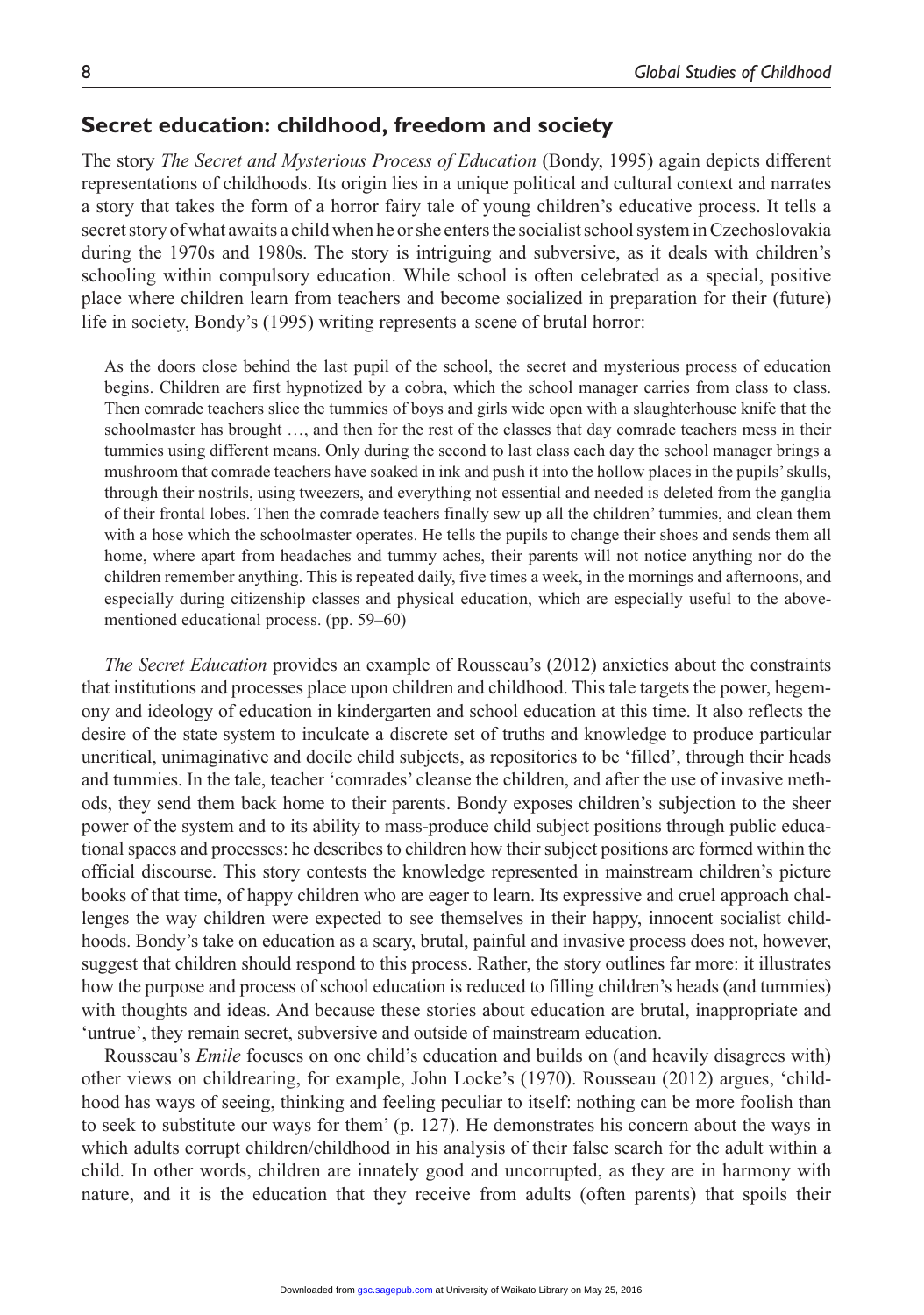## Secret education: childhood, freedom and society

The story *The Secret and Mysterious Process of Education* (Bondy, 1995) again depicts different representations of childhoods. Its origin lies in a unique political and cultural context and narrates a story that takes the form of a horror fairy tale of young children's educative process. It tells a secret story of what awaits a child when he or she enters the socialist school system in Czechoslovakia during the 1970s and 1980s. The story is intriguing and subversive, as it deals with children's schooling within compulsory education. While school is often celebrated as a special, positive place where children learn from teachers and become socialized in preparation for their (future) life in society, Bondy's (1995) writing represents a scene of brutal horror:

> As the doors close behind the last pupil of the school, the secret and mysterious process of education begins. Children are first hypnotized by a cobra, which the school manager carries from class to class. Then comrade teachers slice the tummies of boys and girls wide open with a slaughterhouse knife that the schoolmaster has brought …, and then for the rest of the classes that day comrade teachers mess in their tummies using different means. Only during the second to last class each day the school manager brings a mushroom that comrade teachers have soaked in ink and push it into the hollow places in the pupils' skulls, through their nostrils, using tweezers, and everything not essential and needed is deleted from the ganglia of their frontal lobes. Then the comrade teachers finally sew up all the children' tummies, and clean them with a hose which the schoolmaster operates. He tells the pupils to change their shoes and sends them all home, where apart from headaches and tummy aches, their parents will not notice anything nor do the children remember anything. This is repeated daily, five times a week, in the mornings and afternoons, and especially during citizenship classes and physical education, which are especially useful to the above-mentioned educational process. (pp. 59–60)

*The Secret Education* provides an example of Rousseau's (2012) anxieties about the constraints that institutions and processes place upon children and childhood. This tale targets the power, hegemony and ideology of education in kindergarten and school education at this time. It also reflects the desire of the state system to inculcate a discrete set of truths and knowledge to produce particular uncritical, unimaginative and docile child subjects, as repositories to be 'filled', through their heads and tummies. In the tale, teacher 'comrades' cleanse the children, and after the use of invasive methods, they send them back home to their parents. Bondy exposes children's subjection to the sheer power of the system and to its ability to mass-produce child subject positions through public educational spaces and processes: he describes to children how their subject positions are formed within the official discourse. This story contests the knowledge represented in mainstream children's picture books of that time, of happy children who are eager to learn. Its expressive and cruel approach challenges the way children were expected to see themselves in their happy, innocent socialist childhoods. Bondy's take on education as a scary, brutal, painful and invasive process does not, however, suggest that children should respond to this process. Rather, the story outlines far more: it illustrates how the purpose and process of school education is reduced to filling children's heads (and tummies) with thoughts and ideas. And because these stories about education are brutal, inappropriate and 'untrue', they remain secret, subversive and outside of mainstream education.

Rousseau's *Emile* focuses on one child's education and builds on (and heavily disagrees with) other views on childrearing, for example, John Locke's (1970). Rousseau (2012) argues, 'childhood has ways of seeing, thinking and feeling peculiar to itself: nothing can be more foolish than to seek to substitute our ways for them' (p. 127). He demonstrates his concern about the ways in which adults corrupt children/childhood in his analysis of their false search for the adult within a child. In other words, children are innately good and uncorrupted, as they are in harmony with nature, and it is the education that they receive from adults (often parents) that spoils their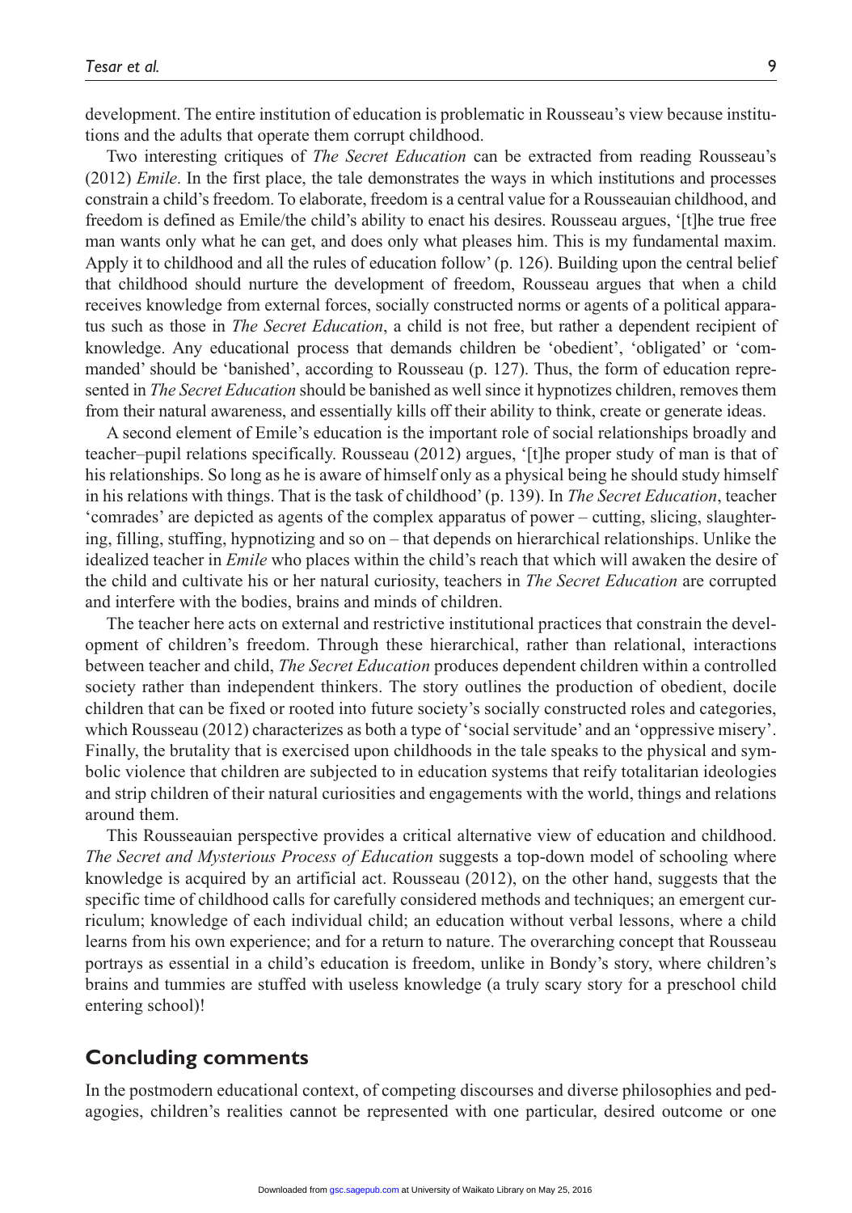development. The entire institution of education is problematic in Rousseau's view because institutions and the adults that operate them corrupt childhood.

Two interesting critiques of *The Secret Education* can be extracted from reading Rousseau's (2012) *Emile*. In the first place, the tale demonstrates the ways in which institutions and processes constrain a child's freedom. To elaborate, freedom is a central value for a Rousseauian childhood, and freedom is defined as Emile/the child's ability to enact his desires. Rousseau argues, '[t]he true free man wants only what he can get, and does only what pleases him. This is my fundamental maxim. Apply it to childhood and all the rules of education follow' (p. 126). Building upon the central belief that childhood should nurture the development of freedom, Rousseau argues that when a child receives knowledge from external forces, socially constructed norms or agents of a political apparatus such as those in *The Secret Education*, a child is not free, but rather a dependent recipient of knowledge. Any educational process that demands children be 'obedient', 'obligated' or 'commanded' should be 'banished', according to Rousseau (p. 127). Thus, the form of education represented in *The Secret Education* should be banished as well since it hypnotizes children, removes them from their natural awareness, and essentially kills off their ability to think, create or generate ideas.

A second element of Emile's education is the important role of social relationships broadly and teacher–pupil relations specifically. Rousseau (2012) argues, '[t]he proper study of man is that of his relationships. So long as he is aware of himself only as a physical being he should study himself in his relations with things. That is the task of childhood' (p. 139). In *The Secret Education*, teacher 'comrades' are depicted as agents of the complex apparatus of power – cutting, slicing, slaughtering, filling, stuffing, hypnotizing and so on – that depends on hierarchical relationships. Unlike the idealized teacher in *Emile* who places within the child's reach that which will awaken the desire of the child and cultivate his or her natural curiosity, teachers in *The Secret Education* are corrupted and interfere with the bodies, brains and minds of children.

The teacher here acts on external and restrictive institutional practices that constrain the development of children's freedom. Through these hierarchical, rather than relational, interactions between teacher and child, *The Secret Education* produces dependent children within a controlled society rather than independent thinkers. The story outlines the production of obedient, docile children that can be fixed or rooted into future society's socially constructed roles and categories, which Rousseau (2012) characterizes as both a type of 'social servitude' and an 'oppressive misery'. Finally, the brutality that is exercised upon childhoods in the tale speaks to the physical and symbolic violence that children are subjected to in education systems that reify totalitarian ideologies and strip children of their natural curiosities and engagements with the world, things and relations around them.

This Rousseauian perspective provides a critical alternative view of education and childhood. *The Secret and Mysterious Process of Education* suggests a top-down model of schooling where knowledge is acquired by an artificial act. Rousseau (2012), on the other hand, suggests that the specific time of childhood calls for carefully considered methods and techniques; an emergent curriculum; knowledge of each individual child; an education without verbal lessons, where a child learns from his own experience; and for a return to nature. The overarching concept that Rousseau portrays as essential in a child's education is freedom, unlike in Bondy's story, where children's brains and tummies are stuffed with useless knowledge (a truly scary story for a preschool child entering school)!

## Concluding comments

In the postmodern educational context, of competing discourses and diverse philosophies and pedagogies, children's realities cannot be represented with one particular, desired outcome or one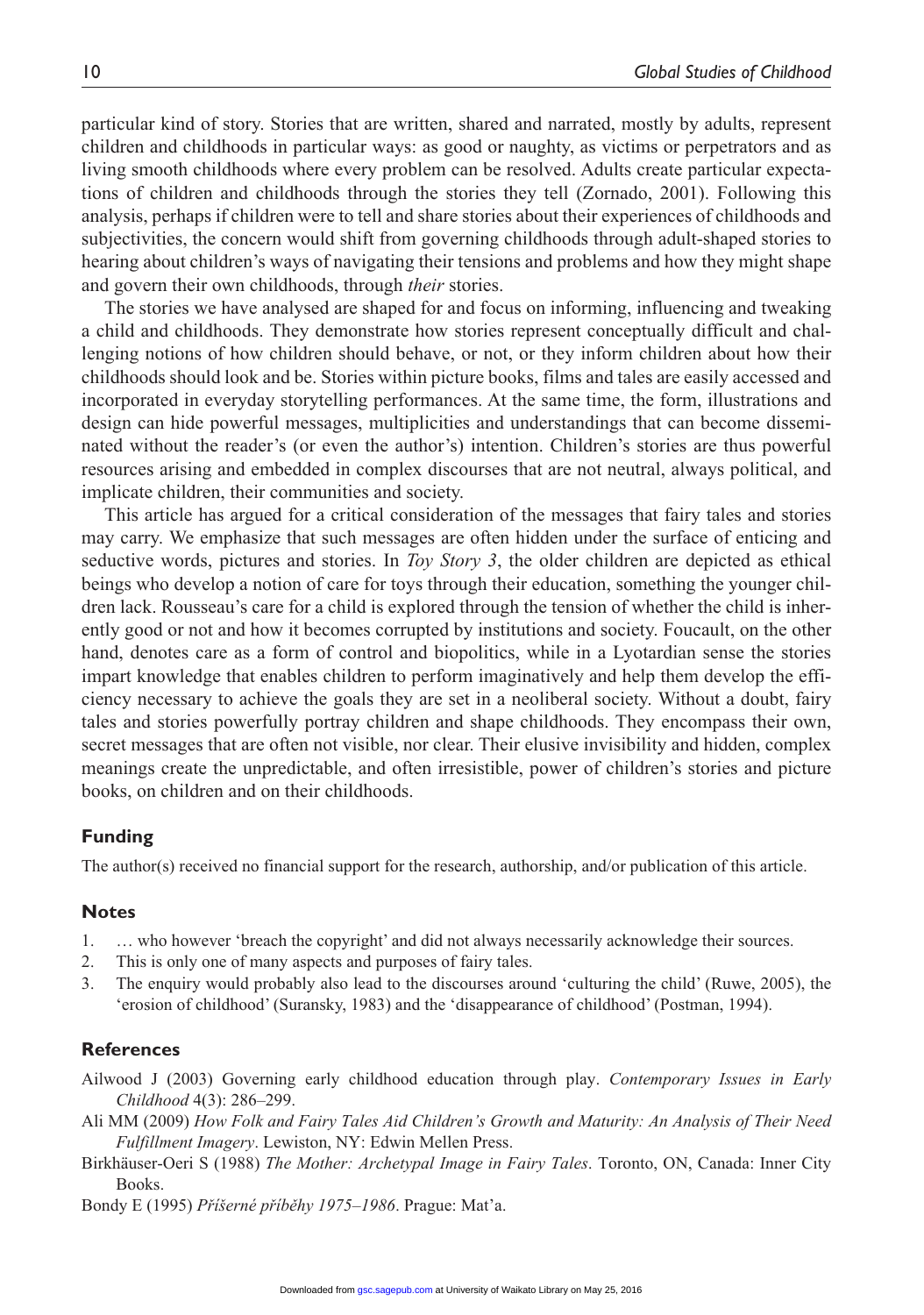particular kind of story. Stories that are written, shared and narrated, mostly by adults, represent children and childhoods in particular ways: as good or naughty, as victims or perpetrators and as living smooth childhoods where every problem can be resolved. Adults create particular expectations of children and childhoods through the stories they tell (Zornado, 2001). Following this analysis, perhaps if children were to tell and share stories about their experiences of childhoods and subjectivities, the concern would shift from governing childhoods through adult-shaped stories to hearing about children's ways of navigating their tensions and problems and how they might shape and govern their own childhoods, through *their* stories.

The stories we have analysed are shaped for and focus on informing, influencing and tweaking a child and childhoods. They demonstrate how stories represent conceptually difficult and challenging notions of how children should behave, or not, or they inform children about how their childhoods should look and be. Stories within picture books, films and tales are easily accessed and incorporated in everyday storytelling performances. At the same time, the form, illustrations and design can hide powerful messages, multiplicities and understandings that can become disseminated without the reader's (or even the author's) intention. Children's stories are thus powerful resources arising and embedded in complex discourses that are not neutral, always political, and implicate children, their communities and society.

This article has argued for a critical consideration of the messages that fairy tales and stories may carry. We emphasize that such messages are often hidden under the surface of enticing and seductive words, pictures and stories. In *Toy Story 3*, the older children are depicted as ethical beings who develop a notion of care for toys through their education, something the younger children lack. Rousseau's care for a child is explored through the tension of whether the child is inherently good or not and how it becomes corrupted by institutions and society. Foucault, on the other hand, denotes care as a form of control and biopolitics, while in a Lyotardian sense the stories impart knowledge that enables children to perform imaginatively and help them develop the efficiency necessary to achieve the goals they are set in a neoliberal society. Without a doubt, fairy tales and stories powerfully portray children and shape childhoods. They encompass their own, secret messages that are often not visible, nor clear. Their elusive invisibility and hidden, complex meanings create the unpredictable, and often irresistible, power of children's stories and picture books, on children and on their childhoods.

## Funding

The author(s) received no financial support for the research, authorship, and/or publication of this article.

## Notes

1. … who however 'breach the copyright' and did not always necessarily acknowledge their sources.
2. This is only one of many aspects and purposes of fairy tales.
3. The enquiry would probably also lead to the discourses around 'culturing the child' (Ruwe, 2005), the 'erosion of childhood' (Suransky, 1983) and the 'disappearance of childhood' (Postman, 1994).

## References

Ailwood J (2003) Governing early childhood education through play. *Contemporary Issues in Early Childhood* 4(3): 286–299.

Ali MM (2009) *How Folk and Fairy Tales Aid Children's Growth and Maturity: An Analysis of Their Need Fulfillment Imagery*. Lewiston, NY: Edwin Mellen Press.

Birkhäuser-Oeri S (1988) *The Mother: Archetypal Image in Fairy Tales*. Toronto, ON, Canada: Inner City Books.

Bondy E (1995) *Příšerné příběhy 1975–1986*. Prague: Mat'a.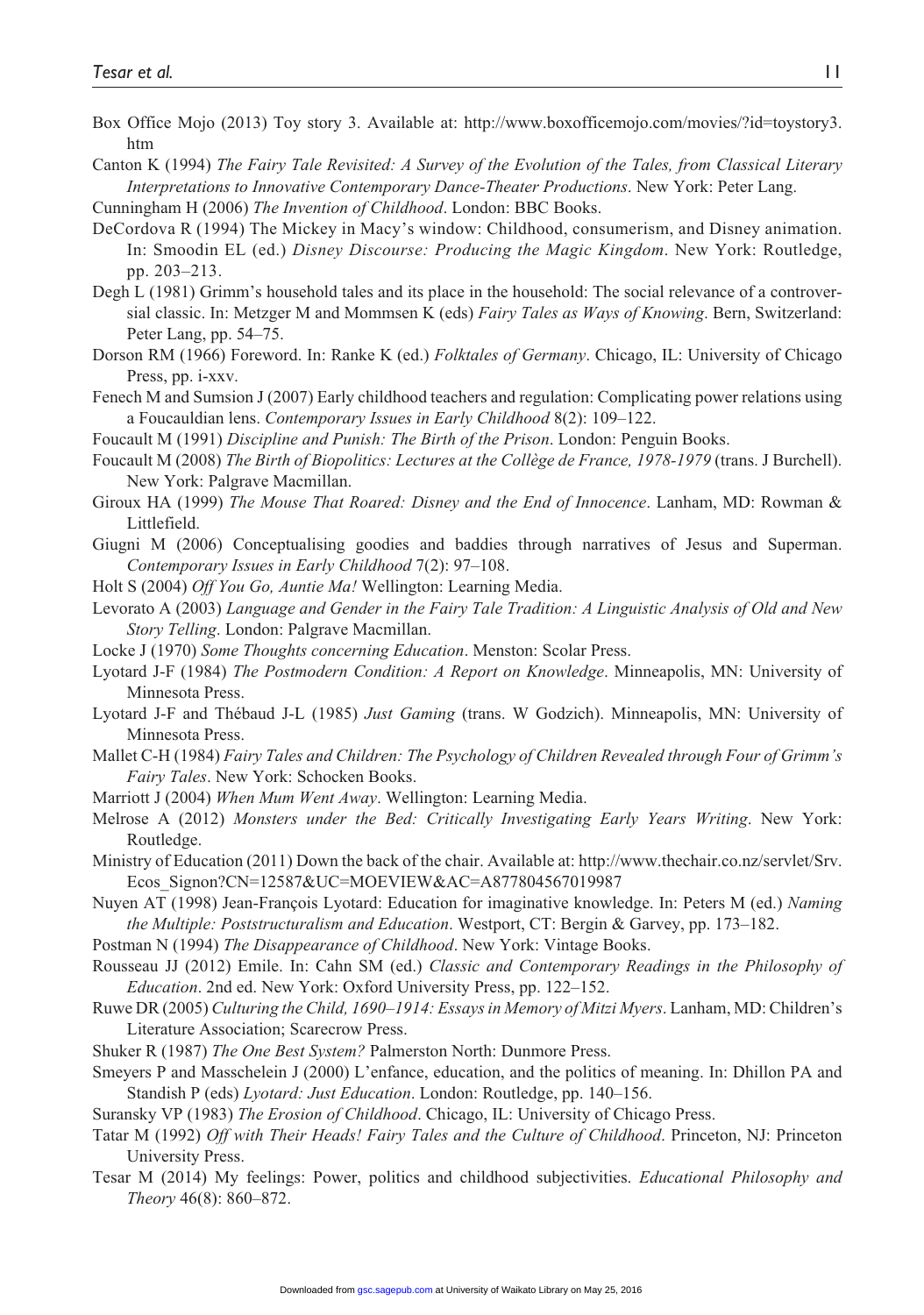Box Office Mojo (2013) Toy story 3. Available at: http://www.boxofficemojo.com/movies/?id=toystory3.htm

Canton K (1994) *The Fairy Tale Revisited: A Survey of the Evolution of the Tales, from Classical Literary Interpretations to Innovative Contemporary Dance-Theater Productions*. New York: Peter Lang.

Cunningham H (2006) *The Invention of Childhood*. London: BBC Books.

DeCordova R (1994) The Mickey in Macy's window: Childhood, consumerism, and Disney animation. In: Smoodin EL (ed.) *Disney Discourse: Producing the Magic Kingdom*. New York: Routledge, pp. 203–213.

Degh L (1981) Grimm's household tales and its place in the household: The social relevance of a controversial classic. In: Metzger M and Mommsen K (eds) *Fairy Tales as Ways of Knowing*. Bern, Switzerland: Peter Lang, pp. 54–75.

Dorson RM (1966) Foreword. In: Ranke K (ed.) *Folktales of Germany*. Chicago, IL: University of Chicago Press, pp. i-xxv.

Fenech M and Sumsion J (2007) Early childhood teachers and regulation: Complicating power relations using a Foucauldian lens. *Contemporary Issues in Early Childhood* 8(2): 109–122.

Foucault M (1991) *Discipline and Punish: The Birth of the Prison*. London: Penguin Books.

Foucault M (2008) *The Birth of Biopolitics: Lectures at the Collège de France, 1978-1979* (trans. J Burchell). New York: Palgrave Macmillan.

Giroux HA (1999) *The Mouse That Roared: Disney and the End of Innocence*. Lanham, MD: Rowman & Littlefield.

Giugni M (2006) Conceptualising goodies and baddies through narratives of Jesus and Superman. *Contemporary Issues in Early Childhood* 7(2): 97–108.

Holt S (2004) *Off You Go, Auntie Ma!* Wellington: Learning Media.

Levorato A (2003) *Language and Gender in the Fairy Tale Tradition: A Linguistic Analysis of Old and New Story Telling*. London: Palgrave Macmillan.

Locke J (1970) *Some Thoughts concerning Education*. Menston: Scolar Press.

Lyotard J-F (1984) *The Postmodern Condition: A Report on Knowledge*. Minneapolis, MN: University of Minnesota Press.

Lyotard J-F and Thébaud J-L (1985) *Just Gaming* (trans. W Godzich). Minneapolis, MN: University of Minnesota Press.

Mallet C-H (1984) *Fairy Tales and Children: The Psychology of Children Revealed through Four of Grimm's Fairy Tales*. New York: Schocken Books.

Marriott J (2004) *When Mum Went Away*. Wellington: Learning Media.

Melrose A (2012) *Monsters under the Bed: Critically Investigating Early Years Writing*. New York: Routledge.

Ministry of Education (2011) Down the back of the chair. Available at: http://www.thechair.co.nz/servlet/Srv.Ecos_Signon?CN=12587&UC=MOEVIEW&AC=A877804567019987

Nuyen AT (1998) Jean-François Lyotard: Education for imaginative knowledge. In: Peters M (ed.) *Naming the Multiple: Poststructuralism and Education*. Westport, CT: Bergin & Garvey, pp. 173–182.

Postman N (1994) *The Disappearance of Childhood*. New York: Vintage Books.

Rousseau JJ (2012) Emile. In: Cahn SM (ed.) *Classic and Contemporary Readings in the Philosophy of Education*. 2nd ed. New York: Oxford University Press, pp. 122–152.

Ruwe DR (2005) *Culturing the Child, 1690–1914: Essays in Memory of Mitzi Myers*. Lanham, MD: Children's Literature Association; Scarecrow Press.

Shuker R (1987) *The One Best System?* Palmerston North: Dunmore Press.

Smeyers P and Masschelein J (2000) L'enfance, education, and the politics of meaning. In: Dhillon PA and Standish P (eds) *Lyotard: Just Education*. London: Routledge, pp. 140–156.

Suransky VP (1983) *The Erosion of Childhood*. Chicago, IL: University of Chicago Press.

Tatar M (1992) *Off with Their Heads! Fairy Tales and the Culture of Childhood*. Princeton, NJ: Princeton University Press.

Tesar M (2014) My feelings: Power, politics and childhood subjectivities. *Educational Philosophy and Theory* 46(8): 860–872.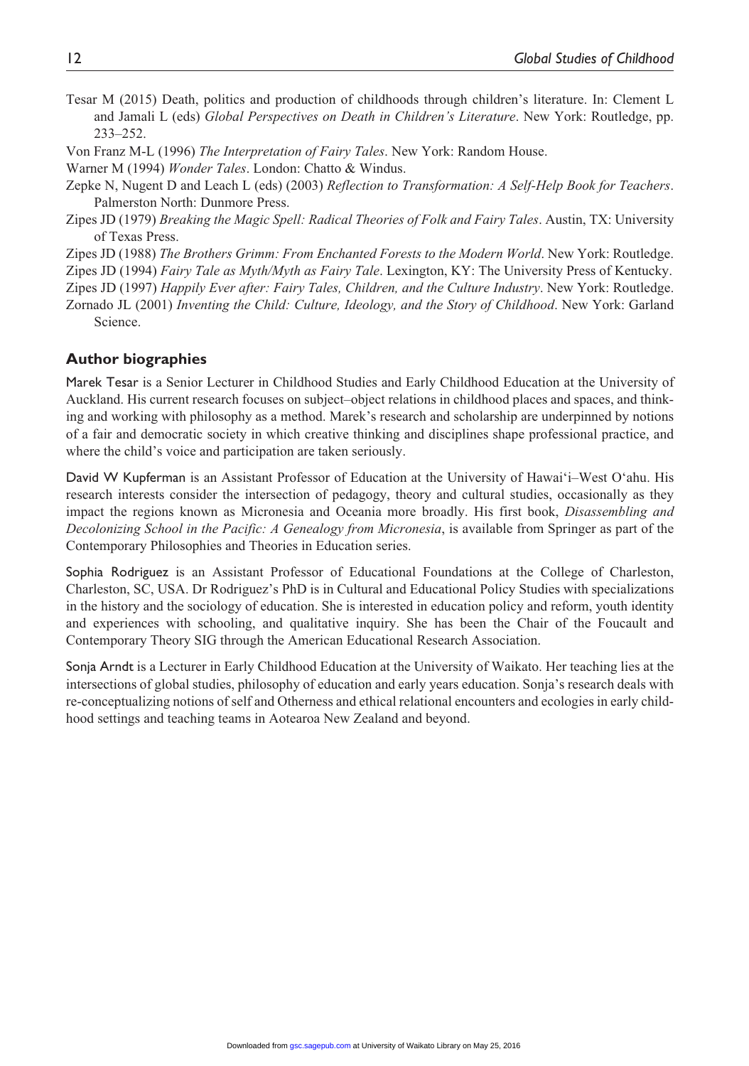Tesar M (2015) Death, politics and production of childhoods through children's literature. In: Clement L and Jamali L (eds) *Global Perspectives on Death in Children's Literature*. New York: Routledge, pp. 233–252.

Von Franz M-L (1996) *The Interpretation of Fairy Tales*. New York: Random House.

Warner M (1994) *Wonder Tales*. London: Chatto & Windus.

Zepke N, Nugent D and Leach L (eds) (2003) *Reflection to Transformation: A Self-Help Book for Teachers*. Palmerston North: Dunmore Press.

Zipes JD (1979) *Breaking the Magic Spell: Radical Theories of Folk and Fairy Tales*. Austin, TX: University of Texas Press.

Zipes JD (1988) *The Brothers Grimm: From Enchanted Forests to the Modern World*. New York: Routledge.

Zipes JD (1994) *Fairy Tale as Myth/Myth as Fairy Tale*. Lexington, KY: The University Press of Kentucky.

Zipes JD (1997) *Happily Ever after: Fairy Tales, Children, and the Culture Industry*. New York: Routledge.

Zornado JL (2001) *Inventing the Child: Culture, Ideology, and the Story of Childhood*. New York: Garland Science.

## Author biographies

Marek Tesar is a Senior Lecturer in Childhood Studies and Early Childhood Education at the University of Auckland. His current research focuses on subject–object relations in childhood places and spaces, and thinking and working with philosophy as a method. Marek's research and scholarship are underpinned by notions of a fair and democratic society in which creative thinking and disciplines shape professional practice, and where the child's voice and participation are taken seriously.

David W Kupferman is an Assistant Professor of Education at the University of Hawai'i–West O'ahu. His research interests consider the intersection of pedagogy, theory and cultural studies, occasionally as they impact the regions known as Micronesia and Oceania more broadly. His first book, *Disassembling and Decolonizing School in the Pacific: A Genealogy from Micronesia*, is available from Springer as part of the Contemporary Philosophies and Theories in Education series.

Sophia Rodriguez is an Assistant Professor of Educational Foundations at the College of Charleston, Charleston, SC, USA. Dr Rodriguez's PhD is in Cultural and Educational Policy Studies with specializations in the history and the sociology of education. She is interested in education policy and reform, youth identity and experiences with schooling, and qualitative inquiry. She has been the Chair of the Foucault and Contemporary Theory SIG through the American Educational Research Association.

Sonja Arndt is a Lecturer in Early Childhood Education at the University of Waikato. Her teaching lies at the intersections of global studies, philosophy of education and early years education. Sonja's research deals with re-conceptualizing notions of self and Otherness and ethical relational encounters and ecologies in early childhood settings and teaching teams in Aotearoa New Zealand and beyond.